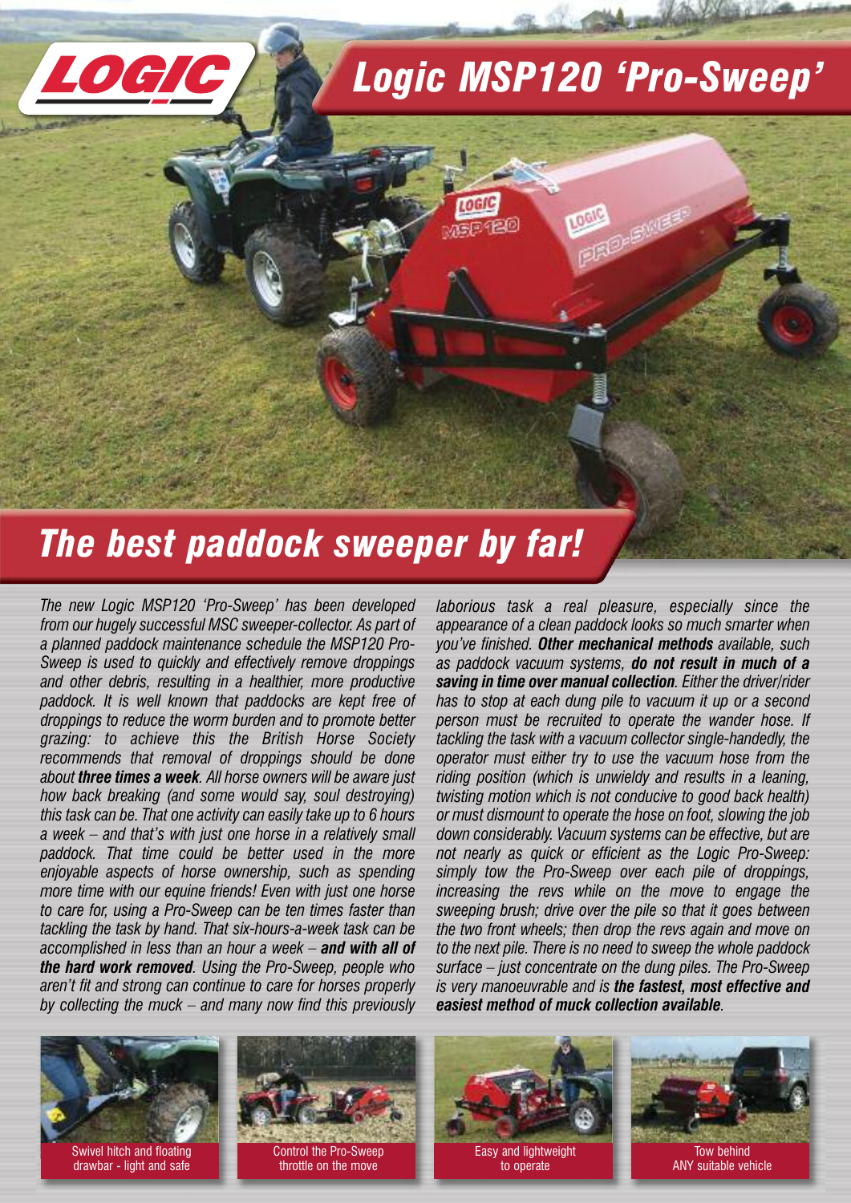# Logic MSP120 'Pro-Sweep'

## The best paddock sweeper by far!

*The new Logic MSP120 'Pro-Sweep' has been developed from our hugely successful MSC sweeper-collector. As part of a planned paddock maintenance schedule the MSP120 Pro-Sweep is used to quickly and effectively remove droppings and other debris, resulting in a healthier, more productive paddock. It is well known that paddocks are kept free of droppings to reduce the worm burden and to promote better grazing: to achieve this the British Horse Society recommends that removal of droppings should be done about* ***three times a week****. All horse owners will be aware just how back breaking (and some would say, soul destroying) this task can be. That one activity can easily take up to 6 hours a week – and that's with just one horse in a relatively small paddock. That time could be better used in the more enjoyable aspects of horse ownership, such as spending more time with our equine friends! Even with just one horse to care for, using a Pro-Sweep can be ten times faster than tackling the task by hand. That six-hours-a-week task can be accomplished in less than an hour a week –* ***and with all of the hard work removed****. Using the Pro-Sweep, people who aren't fit and strong can continue to care for horses properly by collecting the muck – and many now find this previously laborious task a real pleasure, especially since the appearance of a clean paddock looks so much smarter when you've finished.* ***Other mechanical methods*** *available, such as paddock vacuum systems,* ***do not result in much of a saving in time over manual collection****. Either the driver/rider has to stop at each dung pile to vacuum it up or a second person must be recruited to operate the wander hose. If tackling the task with a vacuum collector single-handedly, the operator must either try to use the vacuum hose from the riding position (which is unwieldy and results in a leaning, twisting motion which is not conducive to good back health) or must dismount to operate the hose on foot, slowing the job down considerably. Vacuum systems can be effective, but are not nearly as quick or efficient as the Logic Pro-Sweep: simply tow the Pro-Sweep over each pile of droppings, increasing the revs while on the move to engage the sweeping brush; drive over the pile so that it goes between the two front wheels; then drop the revs again and move on to the next pile. There is no need to sweep the whole paddock surface – just concentrate on the dung piles. The Pro-Sweep is very manoeuvrable and is* ***the fastest, most effective and easiest method of muck collection available****.*

Swivel hitch and floating drawbar - light and safe

Control the Pro-Sweep throttle on the move

Easy and lightweight to operate

Tow behind ANY suitable vehicle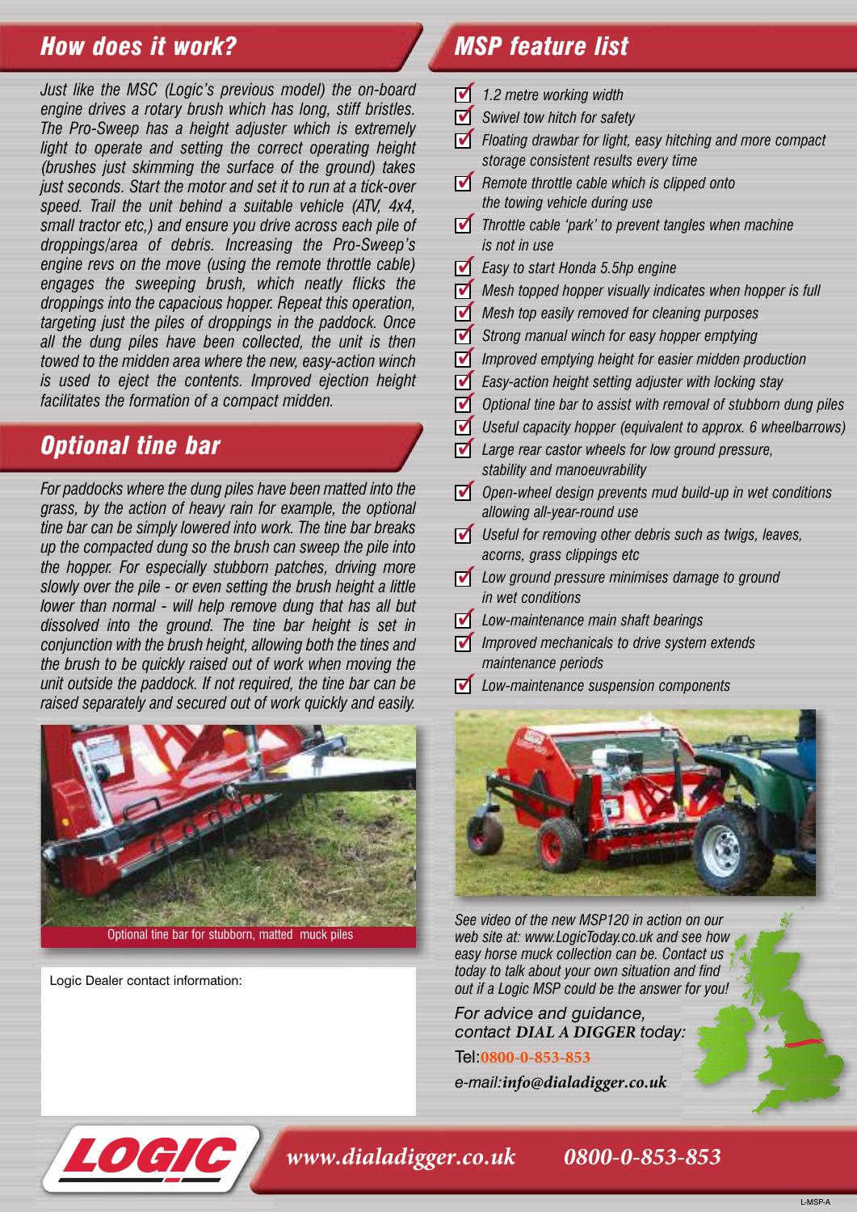## How does it work?

*Just like the MSC (Logic's previous model) the on-board engine drives a rotary brush which has long, stiff bristles. The Pro-Sweep has a height adjuster which is extremely light to operate and setting the correct operating height (brushes just skimming the surface of the ground) takes just seconds. Start the motor and set it to run at a tick-over speed. Trail the unit behind a suitable vehicle (ATV, 4x4, small tractor etc,) and ensure you drive across each pile of droppings/area of debris. Increasing the Pro-Sweep's engine revs on the move (using the remote throttle cable) engages the sweeping brush, which neatly flicks the droppings into the capacious hopper. Repeat this operation, targeting just the piles of droppings in the paddock. Once all the dung piles have been collected, the unit is then towed to the midden area where the new, easy-action winch is used to eject the contents. Improved ejection height facilitates the formation of a compact midden.*

## Optional tine bar

*For paddocks where the dung piles have been matted into the grass, by the action of heavy rain for example, the optional tine bar can be simply lowered into work. The tine bar breaks up the compacted dung so the brush can sweep the pile into the hopper. For especially stubborn patches, driving more slowly over the pile - or even setting the brush height a little lower than normal - will help remove dung that has all but dissolved into the ground. The tine bar height is set in conjunction with the brush height, allowing both the tines and the brush to be quickly raised out of work when moving the unit outside the paddock. If not required, the tine bar can be raised separately and secured out of work quickly and easily.*

Optional tine bar for stubborn, matted muck piles

Logic Dealer contact information:

## MSP feature list

- *1.2 metre working width*
- *Swivel tow hitch for safety*
- *Floating drawbar for light, easy hitching and more compact storage consistent results every time*
- *Remote throttle cable which is clipped onto the towing vehicle during use*
- *Throttle cable 'park' to prevent tangles when machine is not in use*
- *Easy to start Honda 5.5hp engine*
- *Mesh topped hopper visually indicates when hopper is full*
- *Mesh top easily removed for cleaning purposes*
- *Strong manual winch for easy hopper emptying*
- *Improved emptying height for easier midden production*
- *Easy-action height setting adjuster with locking stay*
- *Optional tine bar to assist with removal of stubborn dung piles*
- *Useful capacity hopper (equivalent to approx. 6 wheelbarrows)*
- *Large rear castor wheels for low ground pressure, stability and manoeuvrability*
- *Open-wheel design prevents mud build-up in wet conditions allowing all-year-round use*
- *Useful for removing other debris such as twigs, leaves, acorns, grass clippings etc*
- *Low ground pressure minimises damage to ground in wet conditions*
- *Low-maintenance main shaft bearings*
- *Improved mechanicals to drive system extends maintenance periods*
- *Low-maintenance suspension components*

*See video of the new MSP120 in action on our web site at: www.LogicToday.co.uk and see how easy horse muck collection can be. Contact us today to talk about your own situation and find out if a Logic MSP could be the answer for you!*

*For advice and guidance, contact **DIAL A DIGGER** today:*

Tel: **0800-0-853-853**

*e-mail:* ***info@dialadigger.co.uk***

LOGIC

***www.dialadigger.co.uk*** ***0800-0-853-853***

L-MSP-A